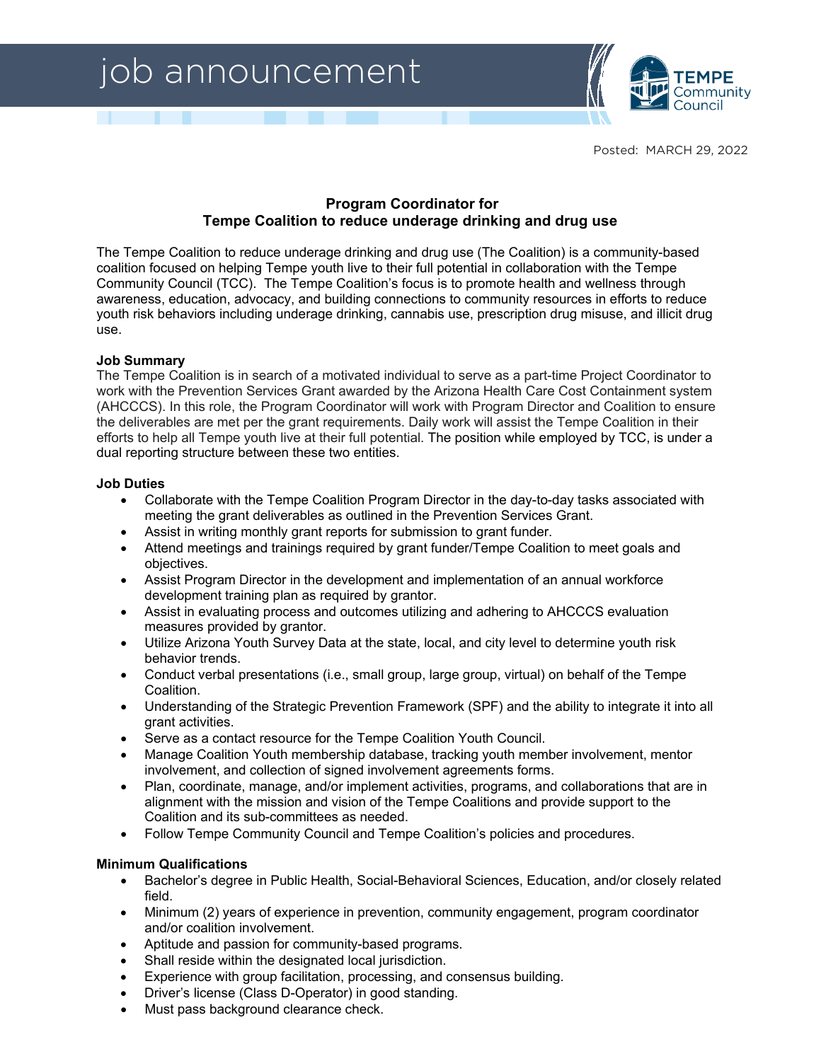# job announcement

TEMPE Community Council

Posted: MARCH 29, 2022

## Program Coordinator for Tempe Coalition to reduce underage drinking and drug use

The Tempe Coalition to reduce underage drinking and drug use (The Coalition) is a community-based coalition focused on helping Tempe youth live to their full potential in collaboration with the Tempe Community Council (TCC). The Tempe Coalition's focus is to promote health and wellness through awareness, education, advocacy, and building connections to community resources in efforts to reduce youth risk behaviors including underage drinking, cannabis use, prescription drug misuse, and illicit drug use.

**Job Summary**

The Tempe Coalition is in search of a motivated individual to serve as a part-time Project Coordinator to work with the Prevention Services Grant awarded by the Arizona Health Care Cost Containment system (AHCCCS). In this role, the Program Coordinator will work with Program Director and Coalition to ensure the deliverables are met per the grant requirements. Daily work will assist the Tempe Coalition in their efforts to help all Tempe youth live at their full potential. The position while employed by TCC, is under a dual reporting structure between these two entities.

**Job Duties**

- Collaborate with the Tempe Coalition Program Director in the day-to-day tasks associated with meeting the grant deliverables as outlined in the Prevention Services Grant.
- Assist in writing monthly grant reports for submission to grant funder.
- Attend meetings and trainings required by grant funder/Tempe Coalition to meet goals and objectives.
- Assist Program Director in the development and implementation of an annual workforce development training plan as required by grantor.
- Assist in evaluating process and outcomes utilizing and adhering to AHCCCS evaluation measures provided by grantor.
- Utilize Arizona Youth Survey Data at the state, local, and city level to determine youth risk behavior trends.
- Conduct verbal presentations (i.e., small group, large group, virtual) on behalf of the Tempe Coalition.
- Understanding of the Strategic Prevention Framework (SPF) and the ability to integrate it into all grant activities.
- Serve as a contact resource for the Tempe Coalition Youth Council.
- Manage Coalition Youth membership database, tracking youth member involvement, mentor involvement, and collection of signed involvement agreements forms.
- Plan, coordinate, manage, and/or implement activities, programs, and collaborations that are in alignment with the mission and vision of the Tempe Coalitions and provide support to the Coalition and its sub-committees as needed.
- Follow Tempe Community Council and Tempe Coalition's policies and procedures.

**Minimum Qualifications**

- Bachelor's degree in Public Health, Social-Behavioral Sciences, Education, and/or closely related field.
- Minimum (2) years of experience in prevention, community engagement, program coordinator and/or coalition involvement.
- Aptitude and passion for community-based programs.
- Shall reside within the designated local jurisdiction.
- Experience with group facilitation, processing, and consensus building.
- Driver's license (Class D-Operator) in good standing.
- Must pass background clearance check.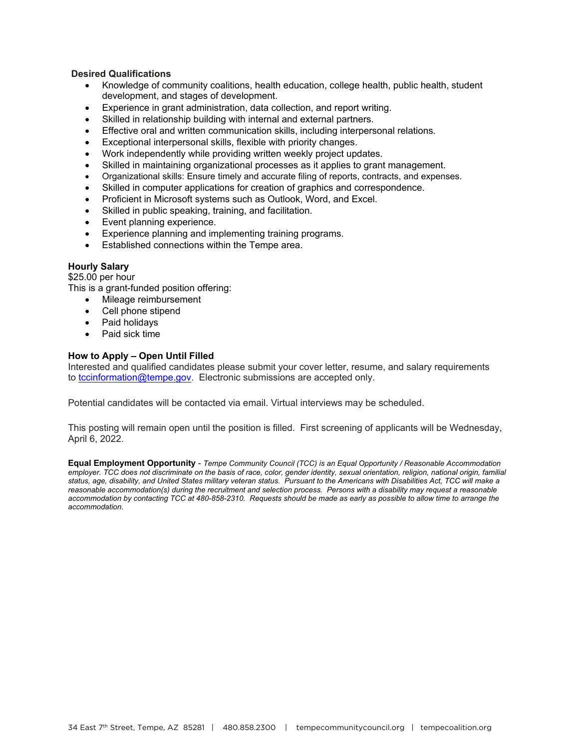**Desired Qualifications**

- Knowledge of community coalitions, health education, college health, public health, student development, and stages of development.
- Experience in grant administration, data collection, and report writing.
- Skilled in relationship building with internal and external partners.
- Effective oral and written communication skills, including interpersonal relations.
- Exceptional interpersonal skills, flexible with priority changes.
- Work independently while providing written weekly project updates.
- Skilled in maintaining organizational processes as it applies to grant management.
- Organizational skills: Ensure timely and accurate filing of reports, contracts, and expenses.
- Skilled in computer applications for creation of graphics and correspondence.
- Proficient in Microsoft systems such as Outlook, Word, and Excel.
- Skilled in public speaking, training, and facilitation.
- Event planning experience.
- Experience planning and implementing training programs.
- Established connections within the Tempe area.

**Hourly Salary**

$25.00 per hour

This is a grant-funded position offering:

- Mileage reimbursement
- Cell phone stipend
- Paid holidays
- Paid sick time

**How to Apply – Open Until Filled**

Interested and qualified candidates please submit your cover letter, resume, and salary requirements to tccinformation@tempe.gov. Electronic submissions are accepted only.

Potential candidates will be contacted via email. Virtual interviews may be scheduled.

This posting will remain open until the position is filled. First screening of applicants will be Wednesday, April 6, 2022.

**Equal Employment Opportunity** - *Tempe Community Council (TCC) is an Equal Opportunity / Reasonable Accommodation employer. TCC does not discriminate on the basis of race, color, gender identity, sexual orientation, religion, national origin, familial status, age, disability, and United States military veteran status. Pursuant to the Americans with Disabilities Act, TCC will make a reasonable accommodation(s) during the recruitment and selection process. Persons with a disability may request a reasonable accommodation by contacting TCC at 480-858-2310. Requests should be made as early as possible to allow time to arrange the accommodation.*